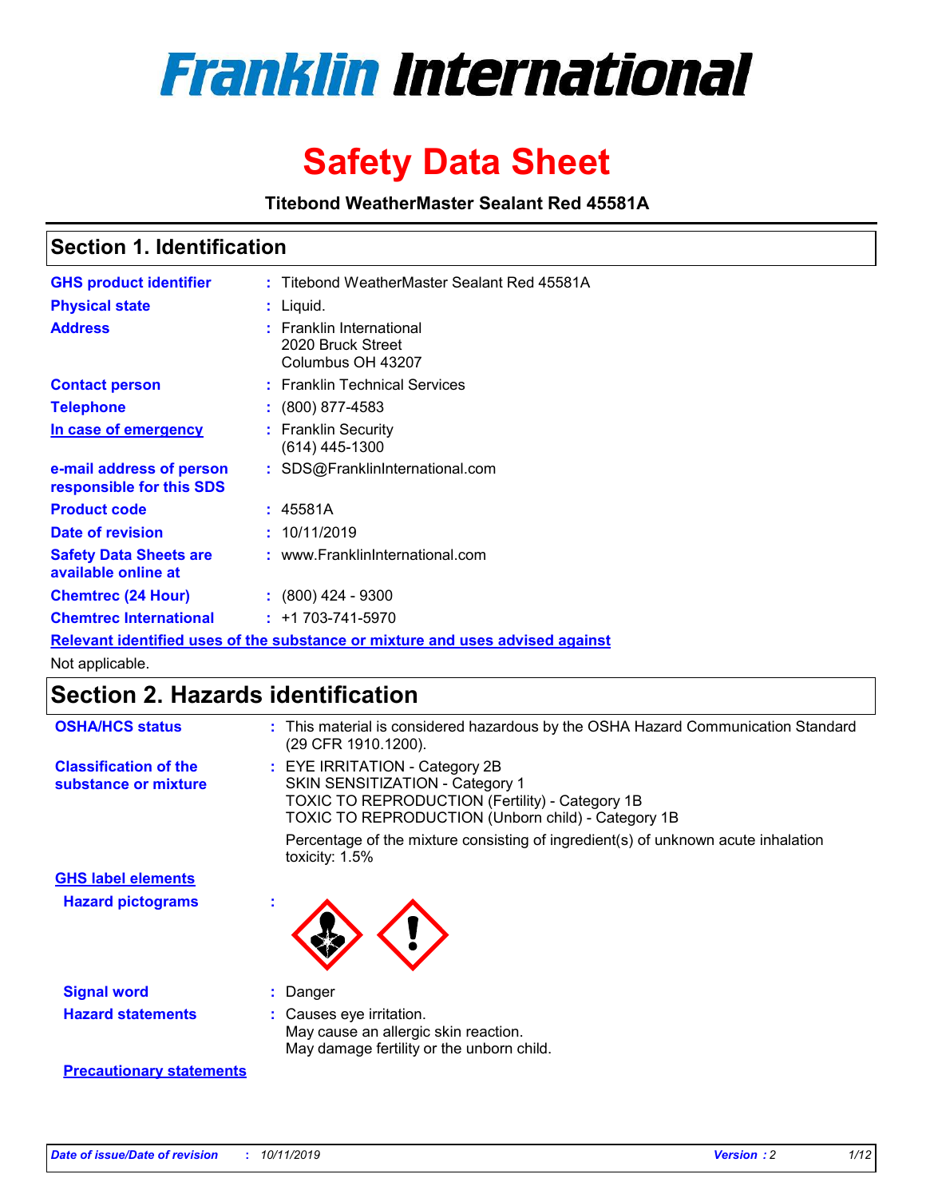# Franklin International

# Safety Data Sheet

**Titebond WeatherMaster Sealant Red 45581A**

## Section 1. Identification

| | | |
|---|---|---|
| **GHS product identifier** | : | Titebond WeatherMaster Sealant Red 45581A |
| **Physical state** | : | Liquid. |
| **Address** | : | Franklin International<br>2020 Bruck Street<br>Columbus OH 43207 |
| **Contact person** | : | Franklin Technical Services |
| **Telephone** | : | (800) 877-4583 |
| **In case of emergency** | : | Franklin Security<br>(614) 445-1300 |
| **e-mail address of person responsible for this SDS** | : | SDS@FranklinInternational.com |
| **Product code** | : | 45581A |
| **Date of revision** | : | 10/11/2019 |
| **Safety Data Sheets are available online at** | : | www.FranklinInternational.com |
| **Chemtrec (24 Hour)** | : | (800) 424 - 9300 |
| **Chemtrec International** | : | +1 703-741-5970 |

**Relevant identified uses of the substance or mixture and uses advised against**

Not applicable.

## Section 2. Hazards identification

| | | |
|---|---|---|
| **OSHA/HCS status** | : | This material is considered hazardous by the OSHA Hazard Communication Standard (29 CFR 1910.1200). |
| **Classification of the substance or mixture** | : | EYE IRRITATION - Category 2B<br>SKIN SENSITIZATION - Category 1<br>TOXIC TO REPRODUCTION (Fertility) - Category 1B<br>TOXIC TO REPRODUCTION (Unborn child) - Category 1B<br><br>Percentage of the mixture consisting of ingredient(s) of unknown acute inhalation toxicity: 1.5% |

**GHS label elements**

| | | |
|---|---|---|
| **Hazard pictograms** | : | |
| **Signal word** | : | Danger |
| **Hazard statements** | : | Causes eye irritation.<br>May cause an allergic skin reaction.<br>May damage fertility or the unborn child. |

**Precautionary statements**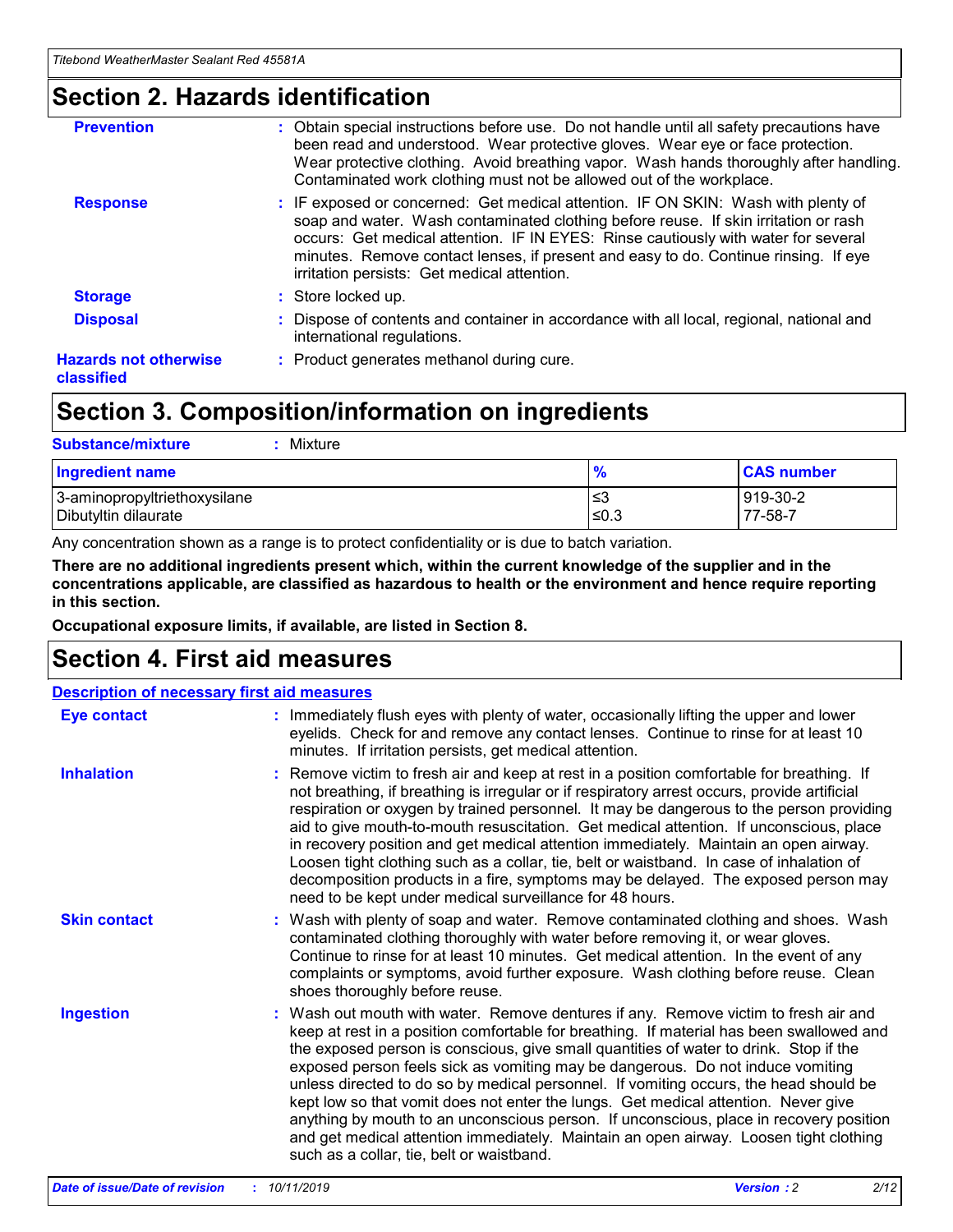## Section 2. Hazards identification

**Prevention** : Obtain special instructions before use. Do not handle until all safety precautions have been read and understood. Wear protective gloves. Wear eye or face protection. Wear protective clothing. Avoid breathing vapor. Wash hands thoroughly after handling. Contaminated work clothing must not be allowed out of the workplace.

**Response** : IF exposed or concerned: Get medical attention. IF ON SKIN: Wash with plenty of soap and water. Wash contaminated clothing before reuse. If skin irritation or rash occurs: Get medical attention. IF IN EYES: Rinse cautiously with water for several minutes. Remove contact lenses, if present and easy to do. Continue rinsing. If eye irritation persists: Get medical attention.

**Storage** : Store locked up.

**Disposal** : Dispose of contents and container in accordance with all local, regional, national and international regulations.

**Hazards not otherwise classified** : Product generates methanol during cure.

## Section 3. Composition/information on ingredients

**Substance/mixture** : Mixture

| Ingredient name | % | CAS number |
| --- | --- | --- |
| 3-aminopropyltriethoxysilane | ≤3 | 919-30-2 |
| Dibutyltin dilaurate | ≤0.3 | 77-58-7 |

Any concentration shown as a range is to protect confidentiality or is due to batch variation.

**There are no additional ingredients present which, within the current knowledge of the supplier and in the concentrations applicable, are classified as hazardous to health or the environment and hence require reporting in this section.**

**Occupational exposure limits, if available, are listed in Section 8.**

## Section 4. First aid measures

**Description of necessary first aid measures**

**Eye contact** : Immediately flush eyes with plenty of water, occasionally lifting the upper and lower eyelids. Check for and remove any contact lenses. Continue to rinse for at least 10 minutes. If irritation persists, get medical attention.

**Inhalation** : Remove victim to fresh air and keep at rest in a position comfortable for breathing. If not breathing, if breathing is irregular or if respiratory arrest occurs, provide artificial respiration or oxygen by trained personnel. It may be dangerous to the person providing aid to give mouth-to-mouth resuscitation. Get medical attention. If unconscious, place in recovery position and get medical attention immediately. Maintain an open airway. Loosen tight clothing such as a collar, tie, belt or waistband. In case of inhalation of decomposition products in a fire, symptoms may be delayed. The exposed person may need to be kept under medical surveillance for 48 hours.

**Skin contact** : Wash with plenty of soap and water. Remove contaminated clothing and shoes. Wash contaminated clothing thoroughly with water before removing it, or wear gloves. Continue to rinse for at least 10 minutes. Get medical attention. In the event of any complaints or symptoms, avoid further exposure. Wash clothing before reuse. Clean shoes thoroughly before reuse.

**Ingestion** : Wash out mouth with water. Remove dentures if any. Remove victim to fresh air and keep at rest in a position comfortable for breathing. If material has been swallowed and the exposed person is conscious, give small quantities of water to drink. Stop if the exposed person feels sick as vomiting may be dangerous. Do not induce vomiting unless directed to do so by medical personnel. If vomiting occurs, the head should be kept low so that vomit does not enter the lungs. Get medical attention. Never give anything by mouth to an unconscious person. If unconscious, place in recovery position and get medical attention immediately. Maintain an open airway. Loosen tight clothing such as a collar, tie, belt or waistband.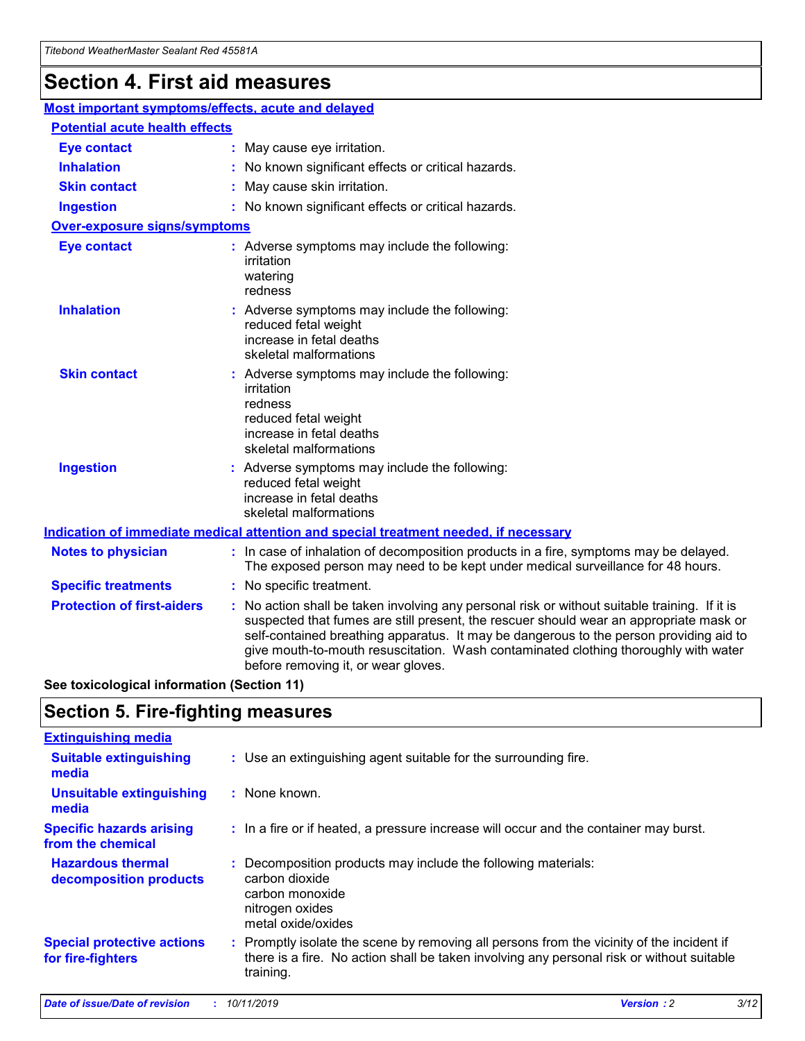# Section 4. First aid measures

## Most important symptoms/effects, acute and delayed

### Potential acute health effects

**Eye contact** : May cause eye irritation.

**Inhalation** : No known significant effects or critical hazards.

**Skin contact** : May cause skin irritation.

**Ingestion** : No known significant effects or critical hazards.

### Over-exposure signs/symptoms

**Eye contact** : Adverse symptoms may include the following:
irritation
watering
redness

**Inhalation** : Adverse symptoms may include the following:
reduced fetal weight
increase in fetal deaths
skeletal malformations

**Skin contact** : Adverse symptoms may include the following:
irritation
redness
reduced fetal weight
increase in fetal deaths
skeletal malformations

**Ingestion** : Adverse symptoms may include the following:
reduced fetal weight
increase in fetal deaths
skeletal malformations

## Indication of immediate medical attention and special treatment needed, if necessary

**Notes to physician** : In case of inhalation of decomposition products in a fire, symptoms may be delayed. The exposed person may need to be kept under medical surveillance for 48 hours.

**Specific treatments** : No specific treatment.

**Protection of first-aiders** : No action shall be taken involving any personal risk or without suitable training. If it is suspected that fumes are still present, the rescuer should wear an appropriate mask or self-contained breathing apparatus. It may be dangerous to the person providing aid to give mouth-to-mouth resuscitation. Wash contaminated clothing thoroughly with water before removing it, or wear gloves.

**See toxicological information (Section 11)**

# Section 5. Fire-fighting measures

## Extinguishing media

**Suitable extinguishing media** : Use an extinguishing agent suitable for the surrounding fire.

**Unsuitable extinguishing media** : None known.

**Specific hazards arising from the chemical** : In a fire or if heated, a pressure increase will occur and the container may burst.

**Hazardous thermal decomposition products** : Decomposition products may include the following materials:
carbon dioxide
carbon monoxide
nitrogen oxides
metal oxide/oxides

**Special protective actions for fire-fighters** : Promptly isolate the scene by removing all persons from the vicinity of the incident if there is a fire. No action shall be taken involving any personal risk or without suitable training.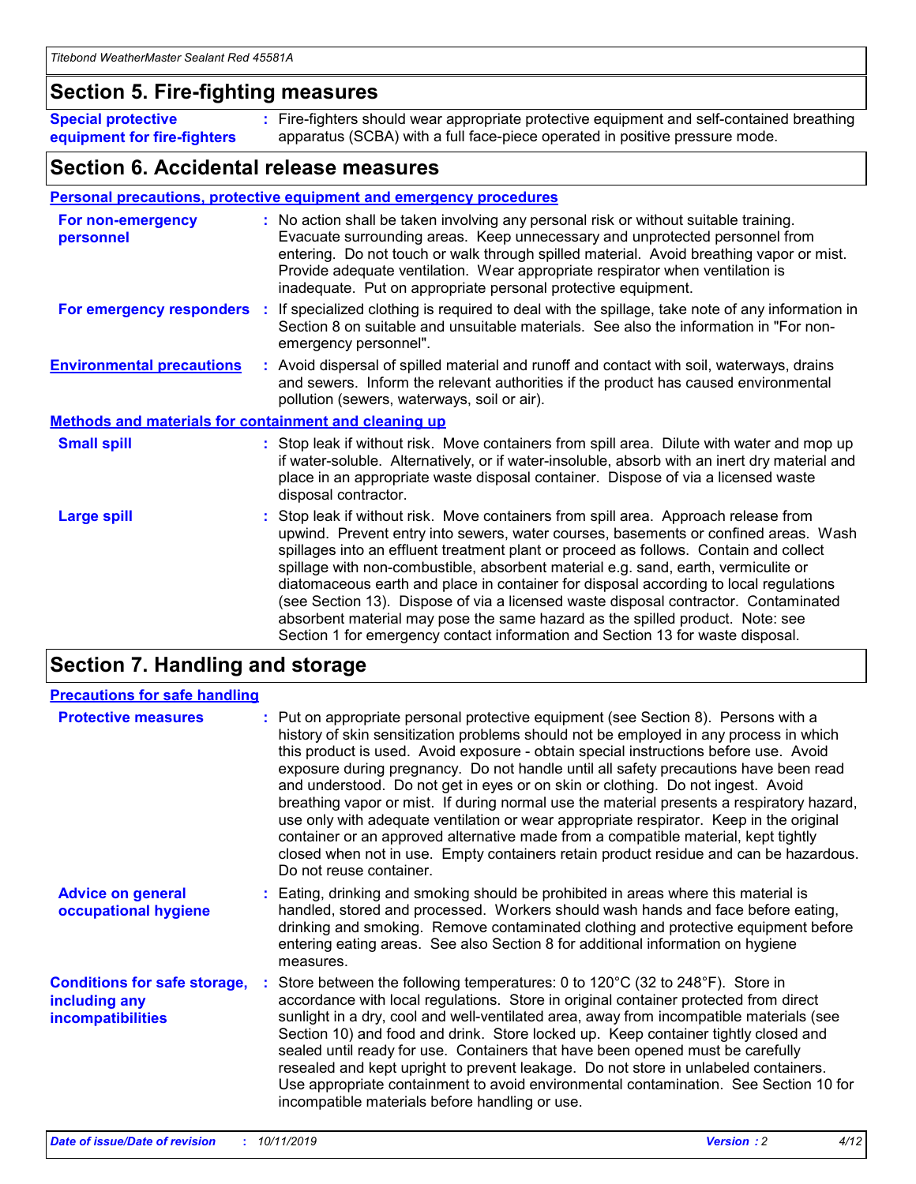## Section 5. Fire-fighting measures

**Special protective equipment for fire-fighters** : Fire-fighters should wear appropriate protective equipment and self-contained breathing apparatus (SCBA) with a full face-piece operated in positive pressure mode.

## Section 6. Accidental release measures

### Personal precautions, protective equipment and emergency procedures

**For non-emergency personnel** : No action shall be taken involving any personal risk or without suitable training. Evacuate surrounding areas. Keep unnecessary and unprotected personnel from entering. Do not touch or walk through spilled material. Avoid breathing vapor or mist. Provide adequate ventilation. Wear appropriate respirator when ventilation is inadequate. Put on appropriate personal protective equipment.

**For emergency responders** : If specialized clothing is required to deal with the spillage, take note of any information in Section 8 on suitable and unsuitable materials. See also the information in "For non-emergency personnel".

**Environmental precautions** : Avoid dispersal of spilled material and runoff and contact with soil, waterways, drains and sewers. Inform the relevant authorities if the product has caused environmental pollution (sewers, waterways, soil or air).

### Methods and materials for containment and cleaning up

**Small spill** : Stop leak if without risk. Move containers from spill area. Dilute with water and mop up if water-soluble. Alternatively, or if water-insoluble, absorb with an inert dry material and place in an appropriate waste disposal container. Dispose of via a licensed waste disposal contractor.

**Large spill** : Stop leak if without risk. Move containers from spill area. Approach release from upwind. Prevent entry into sewers, water courses, basements or confined areas. Wash spillages into an effluent treatment plant or proceed as follows. Contain and collect spillage with non-combustible, absorbent material e.g. sand, earth, vermiculite or diatomaceous earth and place in container for disposal according to local regulations (see Section 13). Dispose of via a licensed waste disposal contractor. Contaminated absorbent material may pose the same hazard as the spilled product. Note: see Section 1 for emergency contact information and Section 13 for waste disposal.

## Section 7. Handling and storage

### Precautions for safe handling

**Protective measures** : Put on appropriate personal protective equipment (see Section 8). Persons with a history of skin sensitization problems should not be employed in any process in which this product is used. Avoid exposure - obtain special instructions before use. Avoid exposure during pregnancy. Do not handle until all safety precautions have been read and understood. Do not get in eyes or on skin or clothing. Do not ingest. Avoid breathing vapor or mist. If during normal use the material presents a respiratory hazard, use only with adequate ventilation or wear appropriate respirator. Keep in the original container or an approved alternative made from a compatible material, kept tightly closed when not in use. Empty containers retain product residue and can be hazardous. Do not reuse container.

**Advice on general occupational hygiene** : Eating, drinking and smoking should be prohibited in areas where this material is handled, stored and processed. Workers should wash hands and face before eating, drinking and smoking. Remove contaminated clothing and protective equipment before entering eating areas. See also Section 8 for additional information on hygiene measures.

**Conditions for safe storage, including any incompatibilities** : Store between the following temperatures: 0 to 120°C (32 to 248°F). Store in accordance with local regulations. Store in original container protected from direct sunlight in a dry, cool and well-ventilated area, away from incompatible materials (see Section 10) and food and drink. Store locked up. Keep container tightly closed and sealed until ready for use. Containers that have been opened must be carefully resealed and kept upright to prevent leakage. Do not store in unlabeled containers. Use appropriate containment to avoid environmental contamination. See Section 10 for incompatible materials before handling or use.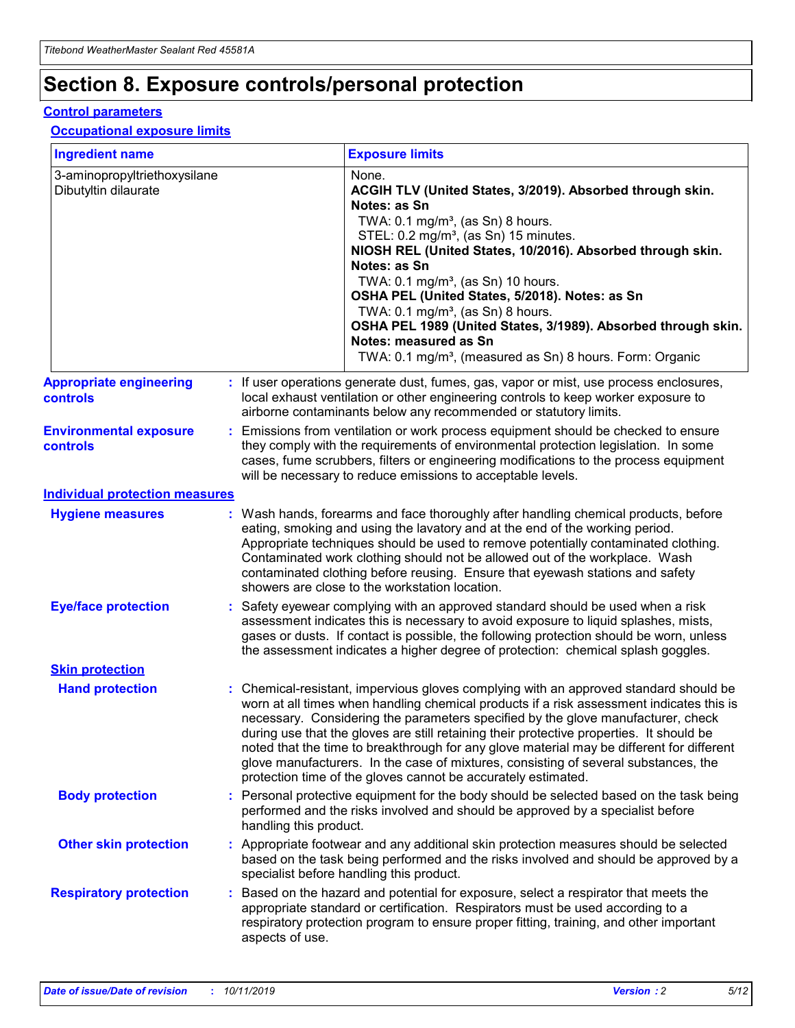# Section 8. Exposure controls/personal protection

## Control parameters

### Occupational exposure limits

| Ingredient name | Exposure limits |
| --- | --- |
| 3-aminopropyltriethoxysilane<br>Dibutyltin dilaurate | None.<br>**ACGIH TLV (United States, 3/2019). Absorbed through skin. Notes: as Sn**<br>TWA: 0.1 mg/m³, (as Sn) 8 hours.<br>STEL: 0.2 mg/m³, (as Sn) 15 minutes.<br>**NIOSH REL (United States, 10/2016). Absorbed through skin. Notes: as Sn**<br>TWA: 0.1 mg/m³, (as Sn) 10 hours.<br>**OSHA PEL (United States, 5/2018). Notes: as Sn**<br>TWA: 0.1 mg/m³, (as Sn) 8 hours.<br>**OSHA PEL 1989 (United States, 3/1989). Absorbed through skin. Notes: measured as Sn**<br>TWA: 0.1 mg/m³, (measured as Sn) 8 hours. Form: Organic |

**Appropriate engineering controls** : If user operations generate dust, fumes, gas, vapor or mist, use process enclosures, local exhaust ventilation or other engineering controls to keep worker exposure to airborne contaminants below any recommended or statutory limits.

**Environmental exposure controls** : Emissions from ventilation or work process equipment should be checked to ensure they comply with the requirements of environmental protection legislation. In some cases, fume scrubbers, filters or engineering modifications to the process equipment will be necessary to reduce emissions to acceptable levels.

## Individual protection measures

**Hygiene measures** : Wash hands, forearms and face thoroughly after handling chemical products, before eating, smoking and using the lavatory and at the end of the working period. Appropriate techniques should be used to remove potentially contaminated clothing. Contaminated work clothing should not be allowed out of the workplace. Wash contaminated clothing before reusing. Ensure that eyewash stations and safety showers are close to the workstation location.

**Eye/face protection** : Safety eyewear complying with an approved standard should be used when a risk assessment indicates this is necessary to avoid exposure to liquid splashes, mists, gases or dusts. If contact is possible, the following protection should be worn, unless the assessment indicates a higher degree of protection: chemical splash goggles.

### Skin protection

**Hand protection** : Chemical-resistant, impervious gloves complying with an approved standard should be worn at all times when handling chemical products if a risk assessment indicates this is necessary. Considering the parameters specified by the glove manufacturer, check during use that the gloves are still retaining their protective properties. It should be noted that the time to breakthrough for any glove material may be different for different glove manufacturers. In the case of mixtures, consisting of several substances, the protection time of the gloves cannot be accurately estimated.

**Body protection** : Personal protective equipment for the body should be selected based on the task being performed and the risks involved and should be approved by a specialist before handling this product.

**Other skin protection** : Appropriate footwear and any additional skin protection measures should be selected based on the task being performed and the risks involved and should be approved by a specialist before handling this product.

**Respiratory protection** : Based on the hazard and potential for exposure, select a respirator that meets the appropriate standard or certification. Respirators must be used according to a respiratory protection program to ensure proper fitting, training, and other important aspects of use.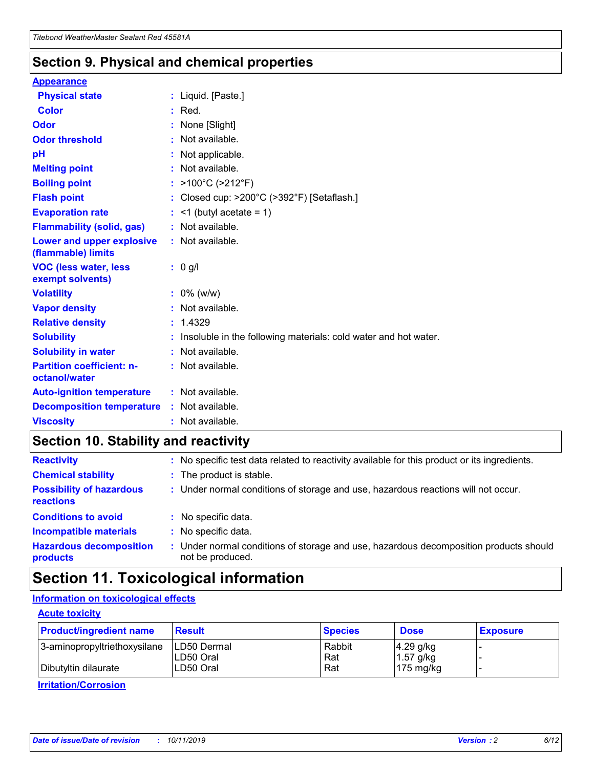## Section 9. Physical and chemical properties

### Appearance

| | |
|---|---|
| **Physical state** | : Liquid. [Paste.] |
| **Color** | : Red. |
| **Odor** | : None [Slight] |
| **Odor threshold** | : Not available. |
| **pH** | : Not applicable. |
| **Melting point** | : Not available. |
| **Boiling point** | : >100°C (>212°F) |
| **Flash point** | : Closed cup: >200°C (>392°F) [Setaflash.] |
| **Evaporation rate** | : <1 (butyl acetate = 1) |
| **Flammability (solid, gas)** | : Not available. |
| **Lower and upper explosive (flammable) limits** | : Not available. |
| **VOC (less water, less exempt solvents)** | : 0 g/l |
| **Volatility** | : 0% (w/w) |
| **Vapor density** | : Not available. |
| **Relative density** | : 1.4329 |
| **Solubility** | : Insoluble in the following materials: cold water and hot water. |
| **Solubility in water** | : Not available. |
| **Partition coefficient: n-octanol/water** | : Not available. |
| **Auto-ignition temperature** | : Not available. |
| **Decomposition temperature** | : Not available. |
| **Viscosity** | : Not available. |

## Section 10. Stability and reactivity

| | |
|---|---|
| **Reactivity** | : No specific test data related to reactivity available for this product or its ingredients. |
| **Chemical stability** | : The product is stable. |
| **Possibility of hazardous reactions** | : Under normal conditions of storage and use, hazardous reactions will not occur. |
| **Conditions to avoid** | : No specific data. |
| **Incompatible materials** | : No specific data. |
| **Hazardous decomposition products** | : Under normal conditions of storage and use, hazardous decomposition products should not be produced. |

## Section 11. Toxicological information

### Information on toxicological effects

#### Acute toxicity

| Product/ingredient name | Result | Species | Dose | Exposure |
|---|---|---|---|---|
| 3-aminopropyltriethoxysilane | LD50 Dermal | Rabbit | 4.29 g/kg | - |
| | LD50 Oral | Rat | 1.57 g/kg | - |
| Dibutyltin dilaurate | LD50 Oral | Rat | 175 mg/kg | - |

#### Irritation/Corrosion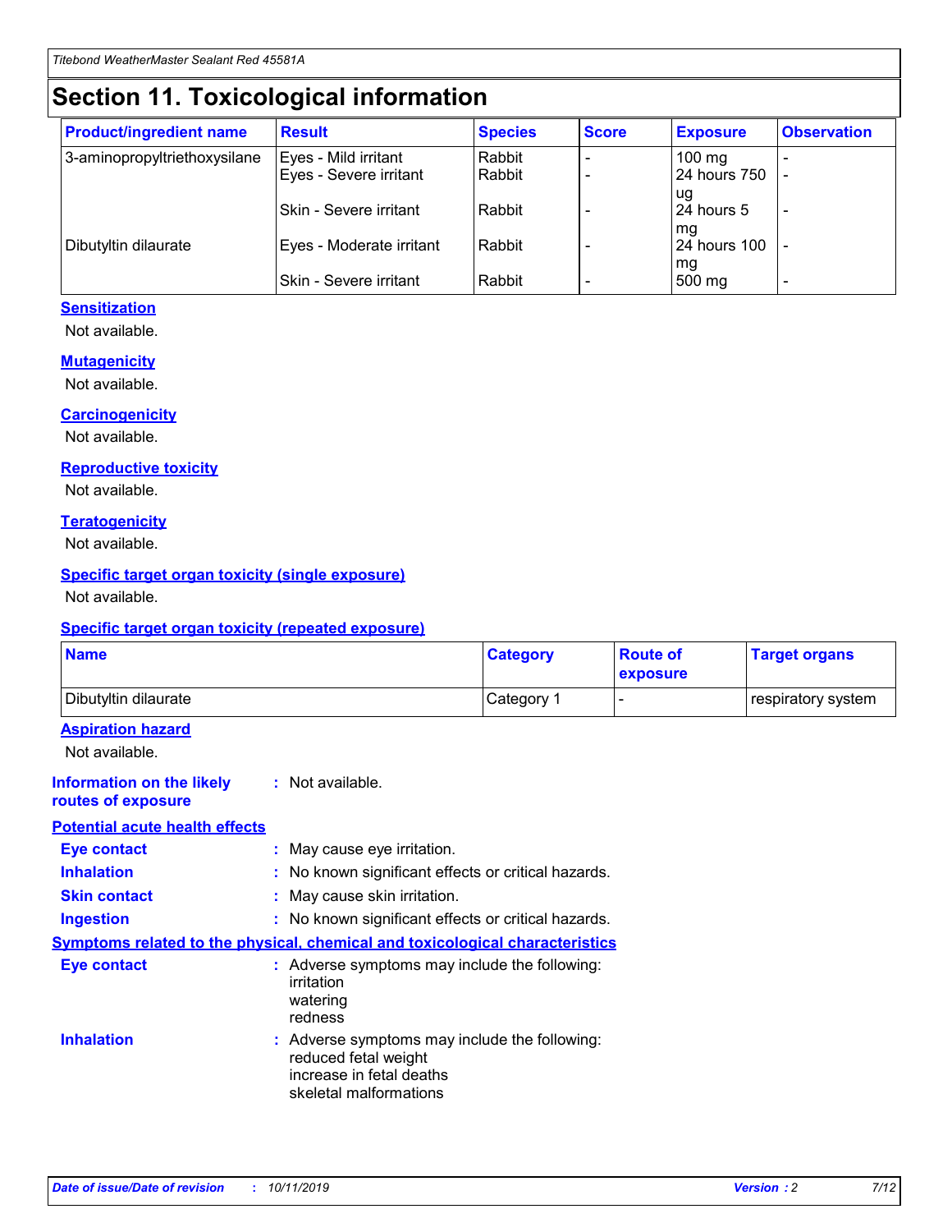# Section 11. Toxicological information

| Product/ingredient name | Result | Species | Score | Exposure | Observation |
|---|---|---|---|---|---|
| 3-aminopropyltriethoxysilane | Eyes - Mild irritant | Rabbit | - | 100 mg | - |
| | Eyes - Severe irritant | Rabbit | - | 24 hours 750 ug | - |
| | Skin - Severe irritant | Rabbit | - | 24 hours 5 mg | - |
| Dibutyltin dilaurate | Eyes - Moderate irritant | Rabbit | - | 24 hours 100 mg | - |
| | Skin - Severe irritant | Rabbit | - | 500 mg | - |

### Sensitization

Not available.

### Mutagenicity

Not available.

### Carcinogenicity

Not available.

### Reproductive toxicity

Not available.

### Teratogenicity

Not available.

### Specific target organ toxicity (single exposure)

Not available.

### Specific target organ toxicity (repeated exposure)

| Name | Category | Route of exposure | Target organs |
|---|---|---|---|
| Dibutyltin dilaurate | Category 1 | - | respiratory system |

### Aspiration hazard

Not available.

**Information on the likely routes of exposure** : Not available.

### Potential acute health effects

**Eye contact** : May cause eye irritation.

**Inhalation** : No known significant effects or critical hazards.

**Skin contact** : May cause skin irritation.

**Ingestion** : No known significant effects or critical hazards.

### Symptoms related to the physical, chemical and toxicological characteristics

**Eye contact** : Adverse symptoms may include the following:
irritation
watering
redness

**Inhalation** : Adverse symptoms may include the following:
reduced fetal weight
increase in fetal deaths
skeletal malformations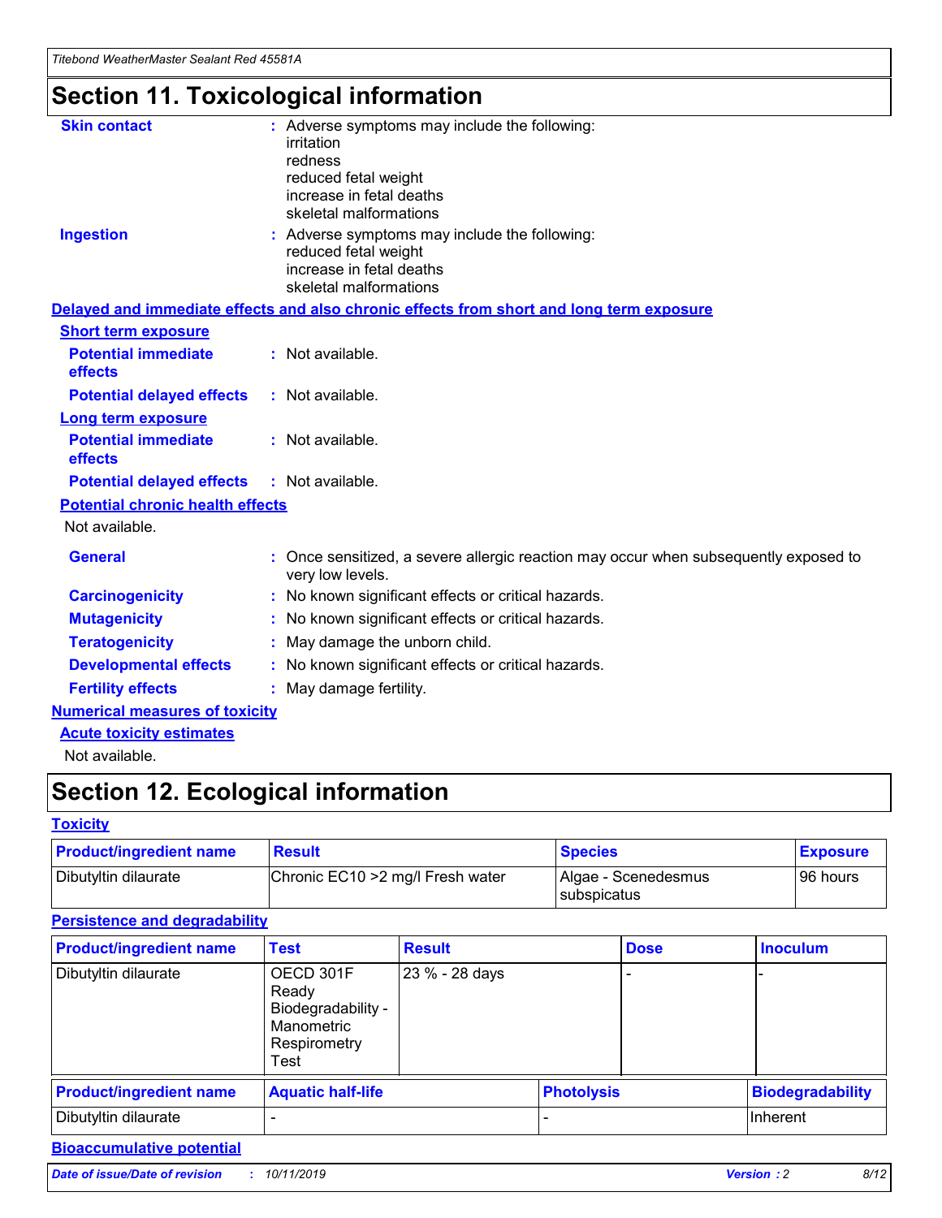# Section 11. Toxicological information

**Skin contact** : Adverse symptoms may include the following:
irritation
redness
reduced fetal weight
increase in fetal deaths
skeletal malformations

**Ingestion** : Adverse symptoms may include the following:
reduced fetal weight
increase in fetal deaths
skeletal malformations

## Delayed and immediate effects and also chronic effects from short and long term exposure

### Short term exposure

**Potential immediate effects** : Not available.

**Potential delayed effects** : Not available.

### Long term exposure

**Potential immediate effects** : Not available.

**Potential delayed effects** : Not available.

### Potential chronic health effects

Not available.

**General** : Once sensitized, a severe allergic reaction may occur when subsequently exposed to very low levels.

**Carcinogenicity** : No known significant effects or critical hazards.

**Mutagenicity** : No known significant effects or critical hazards.

**Teratogenicity** : May damage the unborn child.

**Developmental effects** : No known significant effects or critical hazards.

**Fertility effects** : May damage fertility.

## Numerical measures of toxicity

### Acute toxicity estimates

Not available.

# Section 12. Ecological information

## Toxicity

| Product/ingredient name | Result | Species | Exposure |
|---|---|---|---|
| Dibutyltin dilaurate | Chronic EC10 >2 mg/l Fresh water | Algae - Scenedesmus subspicatus | 96 hours |

## Persistence and degradability

| Product/ingredient name | Test | Result | Dose | Inoculum |
|---|---|---|---|---|
| Dibutyltin dilaurate | OECD 301F Ready Biodegradability - Manometric Respirometry Test | 23 % - 28 days | - | - |

| Product/ingredient name | Aquatic half-life | Photolysis | Biodegradability |
|---|---|---|---|
| Dibutyltin dilaurate | - | - | Inherent |

## Bioaccumulative potential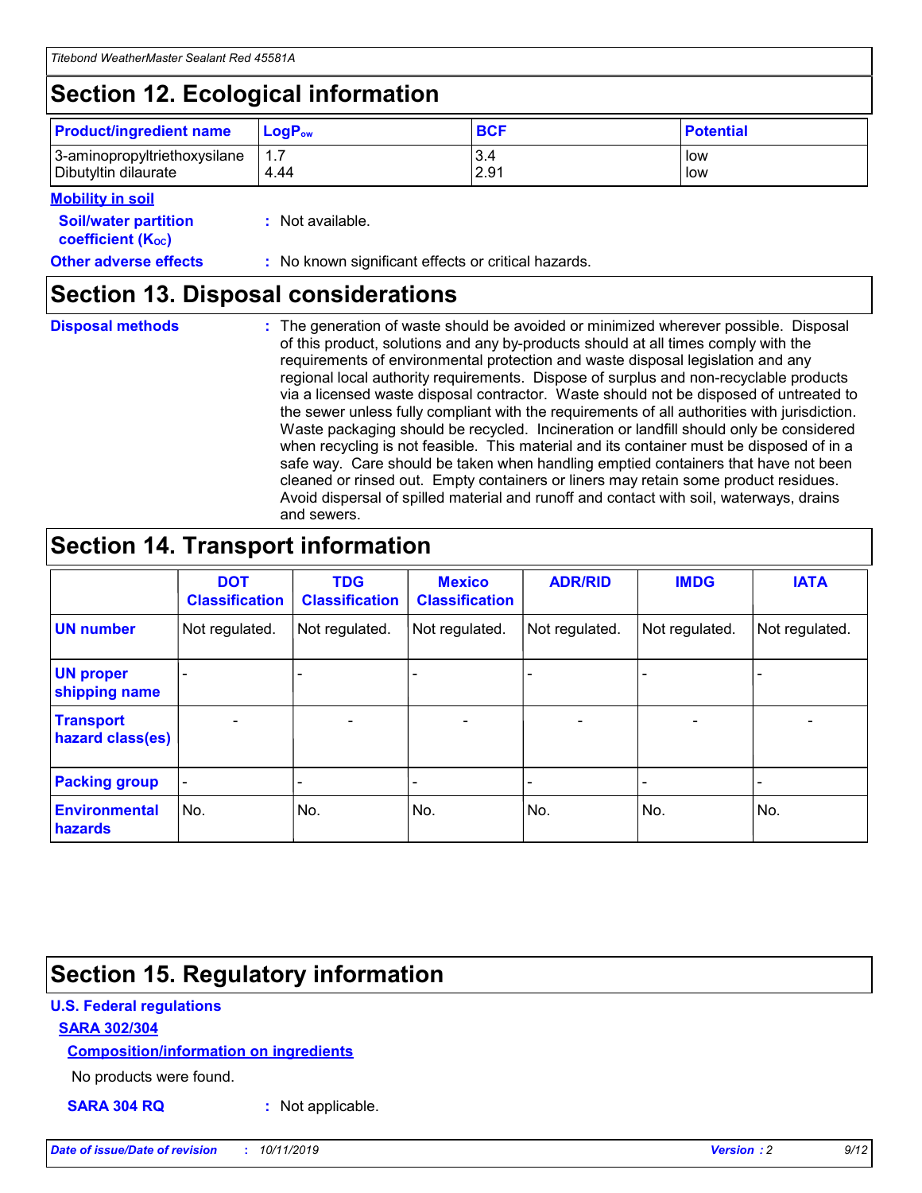## Section 12. Ecological information

| Product/ingredient name | $LogP_{ow}$ | BCF | Potential |
|---|---|---|---|
| 3-aminopropyltriethoxysilane | 1.7 | 3.4 | low |
| Dibutyltin dilaurate | 4.44 | 2.91 | low |

**Mobility in soil**

**Soil/water partition coefficient ($K_{OC}$)** : Not available.

**Other adverse effects** : No known significant effects or critical hazards.

## Section 13. Disposal considerations

**Disposal methods** : The generation of waste should be avoided or minimized wherever possible. Disposal of this product, solutions and any by-products should at all times comply with the requirements of environmental protection and waste disposal legislation and any regional local authority requirements. Dispose of surplus and non-recyclable products via a licensed waste disposal contractor. Waste should not be disposed of untreated to the sewer unless fully compliant with the requirements of all authorities with jurisdiction. Waste packaging should be recycled. Incineration or landfill should only be considered when recycling is not feasible. This material and its container must be disposed of in a safe way. Care should be taken when handling emptied containers that have not been cleaned or rinsed out. Empty containers or liners may retain some product residues. Avoid dispersal of spilled material and runoff and contact with soil, waterways, drains and sewers.

## Section 14. Transport information

| | DOT Classification | TDG Classification | Mexico Classification | ADR/RID | IMDG | IATA |
|---|---|---|---|---|---|---|
| UN number | Not regulated. | Not regulated. | Not regulated. | Not regulated. | Not regulated. | Not regulated. |
| UN proper shipping name | - | - | - | - | - | - |
| Transport hazard class(es) | - | - | - | - | - | - |
| Packing group | - | - | - | - | - | - |
| Environmental hazards | No. | No. | No. | No. | No. | No. |

## Section 15. Regulatory information

**U.S. Federal regulations**

**SARA 302/304**

**Composition/information on ingredients**

No products were found.

**SARA 304 RQ** : Not applicable.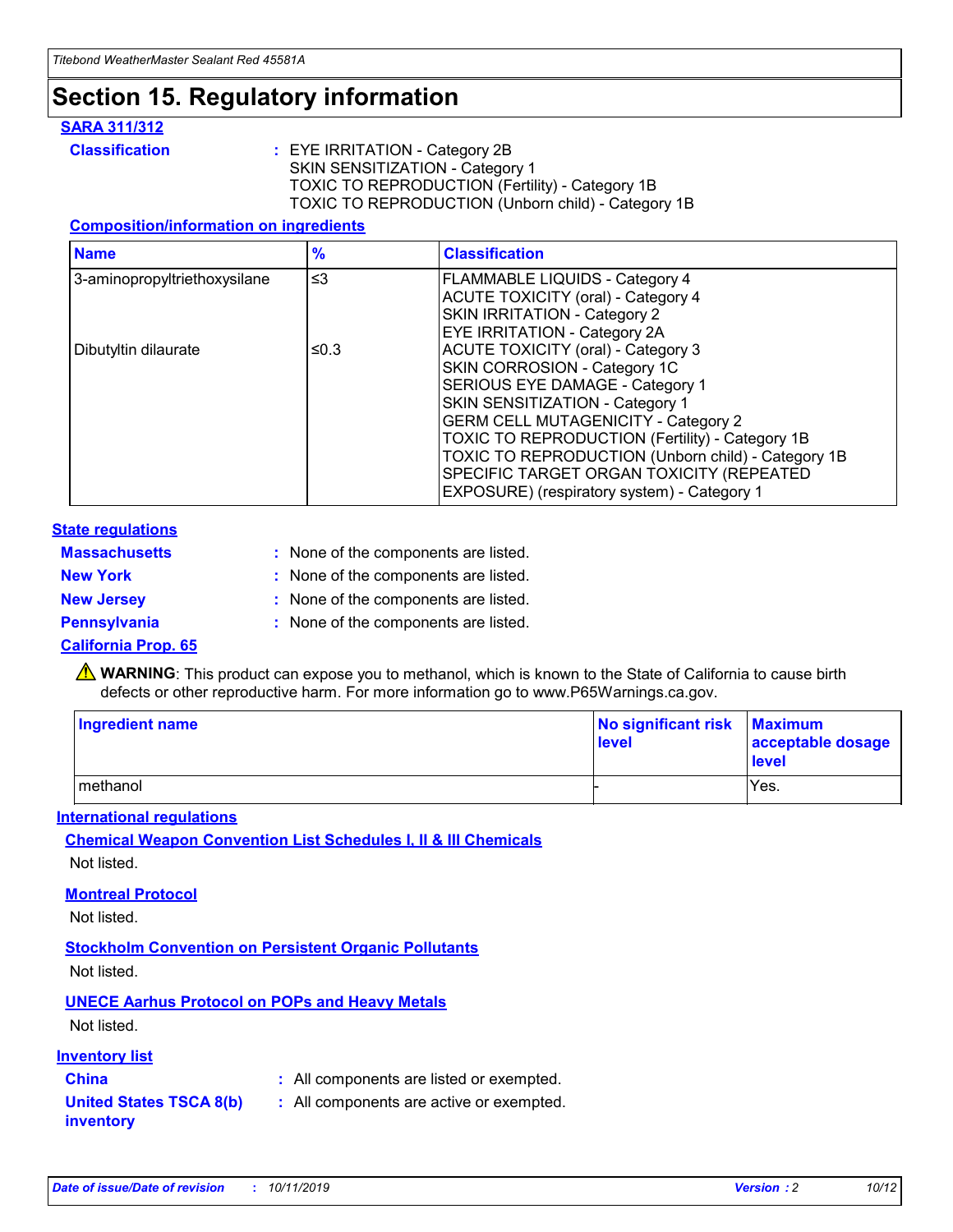# Section 15. Regulatory information

## SARA 311/312

**Classification** : EYE IRRITATION - Category 2B
SKIN SENSITIZATION - Category 1
TOXIC TO REPRODUCTION (Fertility) - Category 1B
TOXIC TO REPRODUCTION (Unborn child) - Category 1B

### Composition/information on ingredients

| Name | % | Classification |
|---|---|---|
| 3-aminopropyltriethoxysilane | ≤3 | FLAMMABLE LIQUIDS - Category 4<br>ACUTE TOXICITY (oral) - Category 4<br>SKIN IRRITATION - Category 2<br>EYE IRRITATION - Category 2A |
| Dibutyltin dilaurate | ≤0.3 | ACUTE TOXICITY (oral) - Category 3<br>SKIN CORROSION - Category 1C<br>SERIOUS EYE DAMAGE - Category 1<br>SKIN SENSITIZATION - Category 1<br>GERM CELL MUTAGENICITY - Category 2<br>TOXIC TO REPRODUCTION (Fertility) - Category 1B<br>TOXIC TO REPRODUCTION (Unborn child) - Category 1B<br>SPECIFIC TARGET ORGAN TOXICITY (REPEATED EXPOSURE) (respiratory system) - Category 1 |

## State regulations

**Massachusetts** : None of the components are listed.

**New York** : None of the components are listed.

**New Jersey** : None of the components are listed.

**Pennsylvania** : None of the components are listed.

## California Prop. 65

⚠ **WARNING**: This product can expose you to methanol, which is known to the State of California to cause birth defects or other reproductive harm. For more information go to www.P65Warnings.ca.gov.

| Ingredient name | No significant risk level | Maximum acceptable dosage level |
|---|---|---|
| methanol | - | Yes. |

## International regulations

### Chemical Weapon Convention List Schedules I, II & III Chemicals

Not listed.

### Montreal Protocol

Not listed.

### Stockholm Convention on Persistent Organic Pollutants

Not listed.

### UNECE Aarhus Protocol on POPs and Heavy Metals

Not listed.

## Inventory list

**China** : All components are listed or exempted.

**United States TSCA 8(b) inventory** : All components are active or exempted.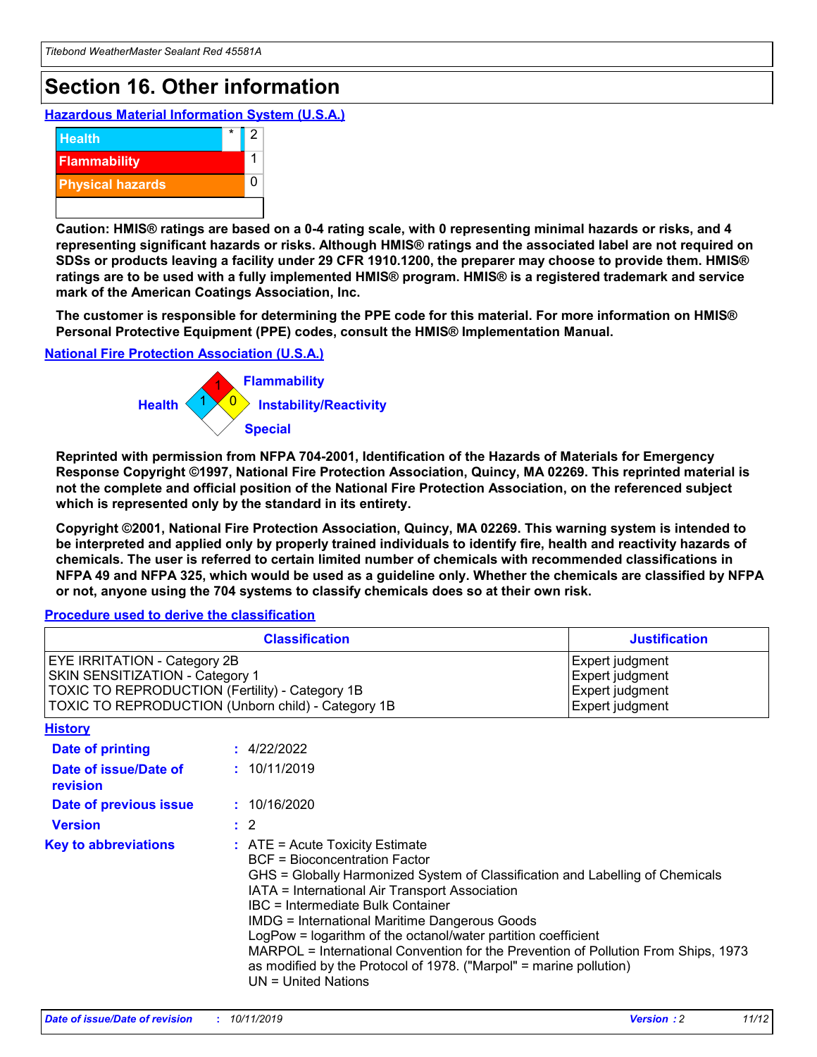# Section 16. Other information

### Hazardous Material Information System (U.S.A.)

| | | |
|---|---|---|
| Health | * | 2 |
| Flammability | | 1 |
| Physical hazards | | 0 |
| | | |

**Caution: HMIS® ratings are based on a 0-4 rating scale, with 0 representing minimal hazards or risks, and 4 representing significant hazards or risks. Although HMIS® ratings and the associated label are not required on SDSs or products leaving a facility under 29 CFR 1910.1200, the preparer may choose to provide them. HMIS® ratings are to be used with a fully implemented HMIS® program. HMIS® is a registered trademark and service mark of the American Coatings Association, Inc.**

**The customer is responsible for determining the PPE code for this material. For more information on HMIS® Personal Protective Equipment (PPE) codes, consult the HMIS® Implementation Manual.**

### National Fire Protection Association (U.S.A.)

Flammability: 1
Health: 1
Instability/Reactivity: 0
Special:

**Reprinted with permission from NFPA 704-2001, Identification of the Hazards of Materials for Emergency Response Copyright ©1997, National Fire Protection Association, Quincy, MA 02269. This reprinted material is not the complete and official position of the National Fire Protection Association, on the referenced subject which is represented only by the standard in its entirety.**

**Copyright ©2001, National Fire Protection Association, Quincy, MA 02269. This warning system is intended to be interpreted and applied only by properly trained individuals to identify fire, health and reactivity hazards of chemicals. The user is referred to certain limited number of chemicals with recommended classifications in NFPA 49 and NFPA 325, which would be used as a guideline only. Whether the chemicals are classified by NFPA or not, anyone using the 704 systems to classify chemicals does so at their own risk.**

### Procedure used to derive the classification

| Classification | Justification |
|---|---|
| EYE IRRITATION - Category 2B | Expert judgment |
| SKIN SENSITIZATION - Category 1 | Expert judgment |
| TOXIC TO REPRODUCTION (Fertility) - Category 1B | Expert judgment |
| TOXIC TO REPRODUCTION (Unborn child) - Category 1B | Expert judgment |

### History

**Date of printing** : 4/22/2022

**Date of issue/Date of revision** : 10/11/2019

**Date of previous issue** : 10/16/2020

**Version** : 2

**Key to abbreviations** : ATE = Acute Toxicity Estimate
BCF = Bioconcentration Factor
GHS = Globally Harmonized System of Classification and Labelling of Chemicals
IATA = International Air Transport Association
IBC = Intermediate Bulk Container
IMDG = International Maritime Dangerous Goods
LogPow = logarithm of the octanol/water partition coefficient
MARPOL = International Convention for the Prevention of Pollution From Ships, 1973 as modified by the Protocol of 1978. ("Marpol" = marine pollution)
UN = United Nations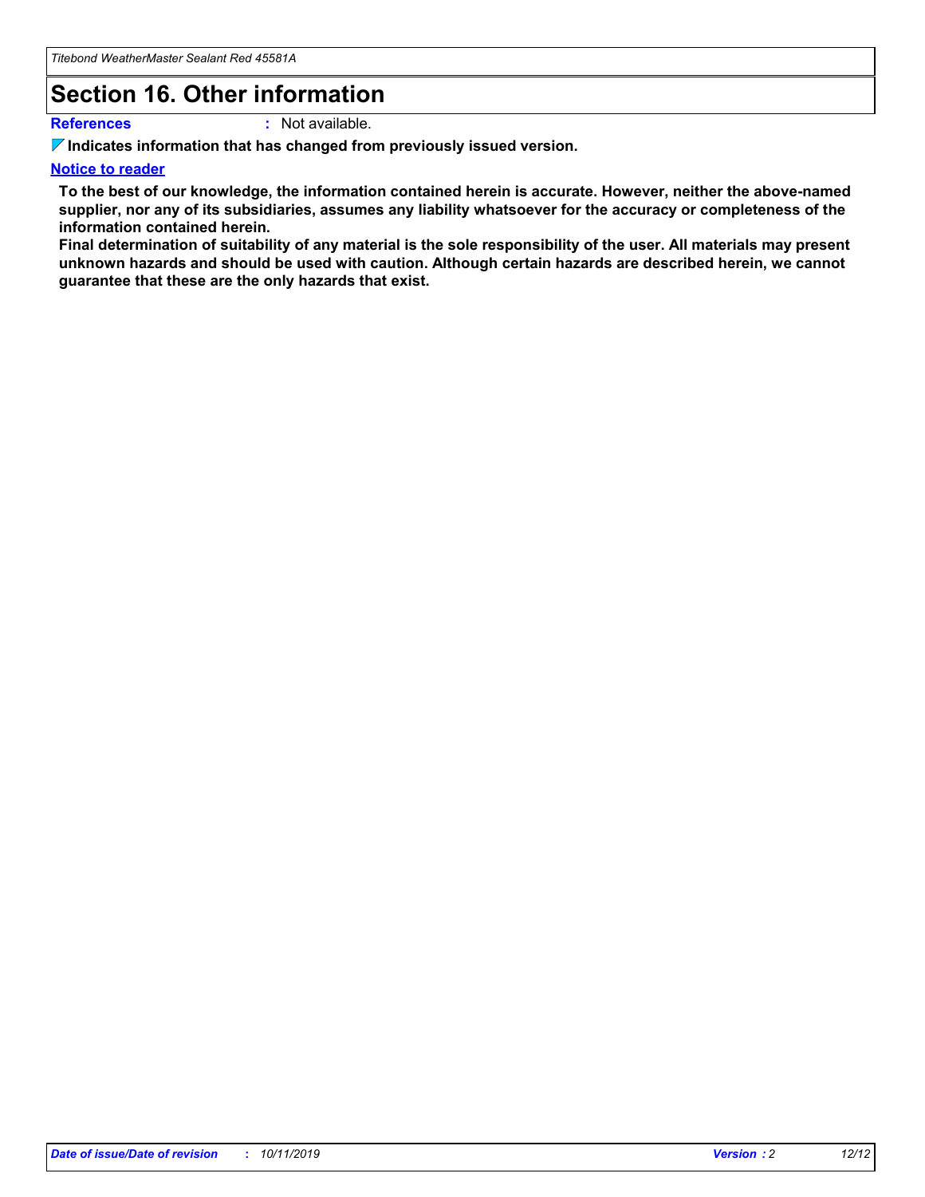# Section 16. Other information

**References** : Not available.

**Indicates information that has changed from previously issued version.**

**Notice to reader**

**To the best of our knowledge, the information contained herein is accurate. However, neither the above-named supplier, nor any of its subsidiaries, assumes any liability whatsoever for the accuracy or completeness of the information contained herein.**

**Final determination of suitability of any material is the sole responsibility of the user. All materials may present unknown hazards and should be used with caution. Although certain hazards are described herein, we cannot guarantee that these are the only hazards that exist.**